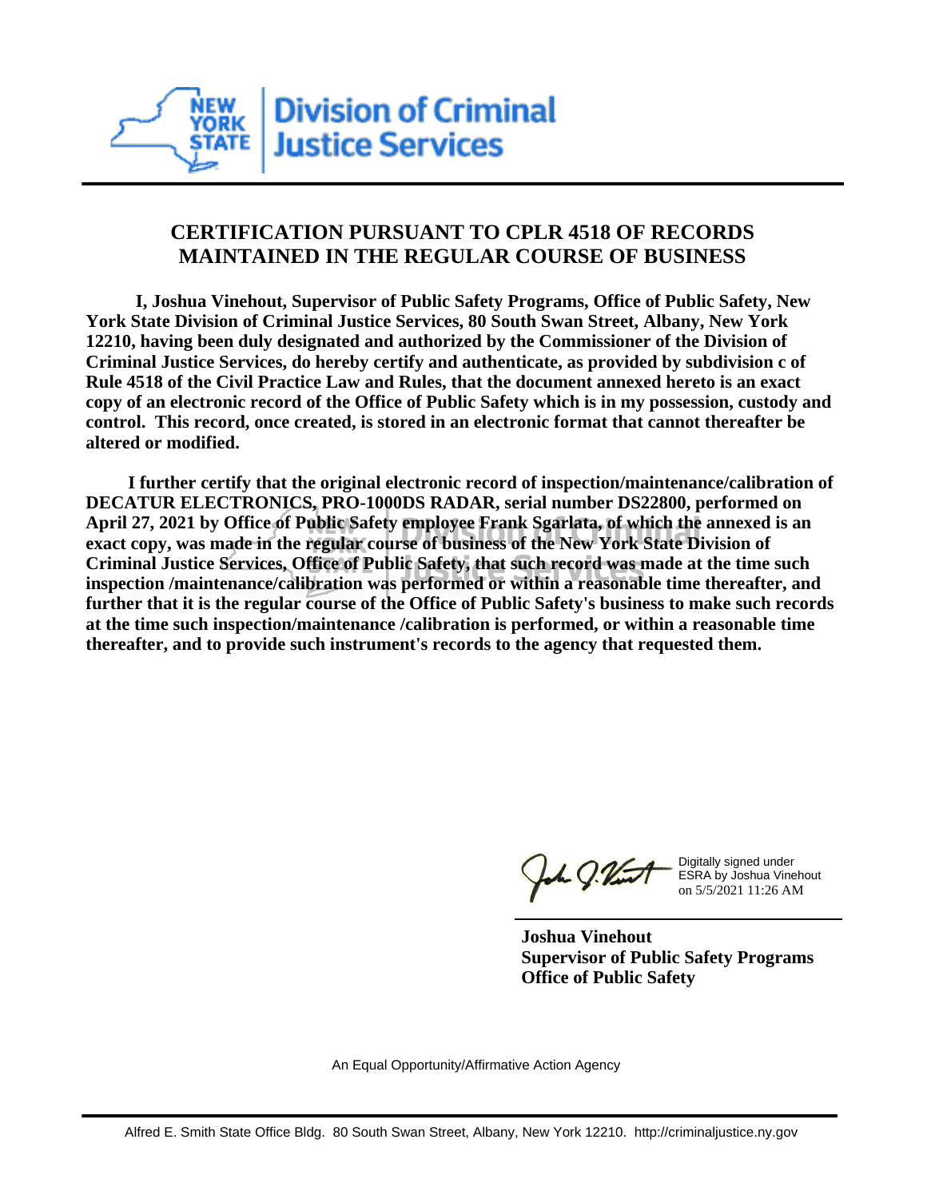New York State Division of Criminal Justice Services

## CERTIFICATION PURSUANT TO CPLR 4518 OF RECORDS MAINTAINED IN THE REGULAR COURSE OF BUSINESS

**I, Joshua Vinehout, Supervisor of Public Safety Programs, Office of Public Safety, New York State Division of Criminal Justice Services, 80 South Swan Street, Albany, New York 12210, having been duly designated and authorized by the Commissioner of the Division of Criminal Justice Services, do hereby certify and authenticate, as provided by subdivision c of Rule 4518 of the Civil Practice Law and Rules, that the document annexed hereto is an exact copy of an electronic record of the Office of Public Safety which is in my possession, custody and control. This record, once created, is stored in an electronic format that cannot thereafter be altered or modified.**

**I further certify that the original electronic record of inspection/maintenance/calibration of DECATUR ELECTRONICS, PRO-1000DS RADAR, serial number DS22800, performed on April 27, 2021 by Office of Public Safety employee Frank Sgarlata, of which the annexed is an exact copy, was made in the regular course of business of the New York State Division of Criminal Justice Services, Office of Public Safety, that such record was made at the time such inspection /maintenance/calibration was performed or within a reasonable time thereafter, and further that it is the regular course of the Office of Public Safety's business to make such records at the time such inspection/maintenance /calibration is performed, or within a reasonable time thereafter, and to provide such instrument's records to the agency that requested them.**

Digitally signed under ESRA by Joshua Vinehout on 5/5/2021 11:26 AM

**Joshua Vinehout**
**Supervisor of Public Safety Programs**
**Office of Public Safety**

An Equal Opportunity/Affirmative Action Agency

Alfred E. Smith State Office Bldg. 80 South Swan Street, Albany, New York 12210. http://criminaljustice.ny.gov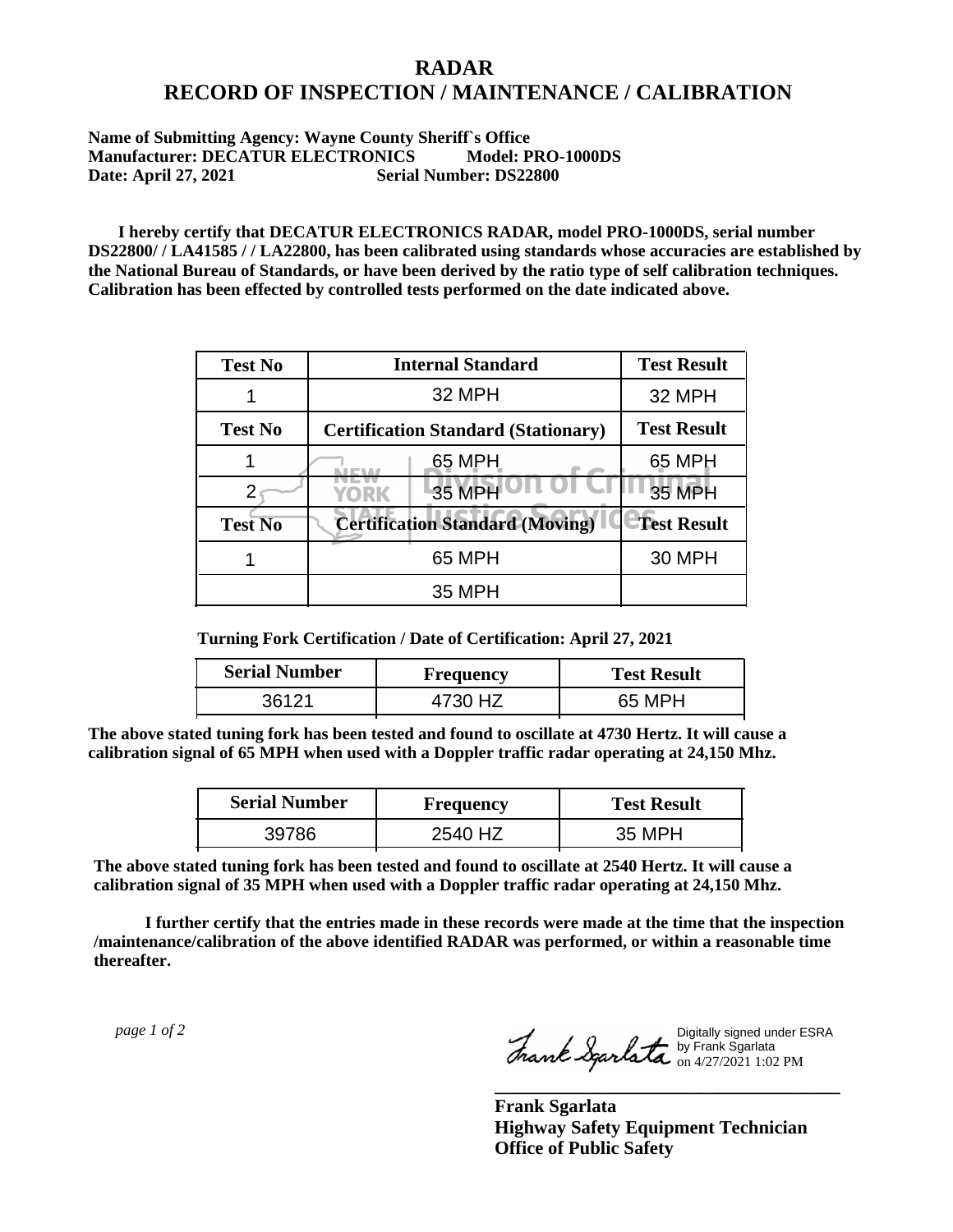# RADAR
# RECORD OF INSPECTION / MAINTENANCE / CALIBRATION

**Name of Submitting Agency: Wayne County Sheriff`s Office**
**Manufacturer: DECATUR ELECTRONICS Model: PRO-1000DS**
**Date: April 27, 2021 Serial Number: DS22800**

**I hereby certify that DECATUR ELECTRONICS RADAR, model PRO-1000DS, serial number DS22800/ / LA41585 / / LA22800, has been calibrated using standards whose accuracies are established by the National Bureau of Standards, or have been derived by the ratio type of self calibration techniques. Calibration has been effected by controlled tests performed on the date indicated above.**

| Test No | Internal Standard | Test Result |
|---|---|---|
| 1 | 32 MPH | 32 MPH |
| **Test No** | **Certification Standard (Stationary)** | **Test Result** |
| 1 | 65 MPH | 65 MPH |
| 2 | 35 MPH | 35 MPH |
| **Test No** | **Certification Standard (Moving)** | **Test Result** |
| 1 | 65 MPH | 30 MPH |
| | 35 MPH | |

**Turning Fork Certification / Date of Certification: April 27, 2021**

| Serial Number | Frequency | Test Result |
|---|---|---|
| 36121 | 4730 HZ | 65 MPH |

**The above stated tuning fork has been tested and found to oscillate at 4730 Hertz. It will cause a calibration signal of 65 MPH when used with a Doppler traffic radar operating at 24,150 Mhz.**

| Serial Number | Frequency | Test Result |
|---|---|---|
| 39786 | 2540 HZ | 35 MPH |

**The above stated tuning fork has been tested and found to oscillate at 2540 Hertz. It will cause a calibration signal of 35 MPH when used with a Doppler traffic radar operating at 24,150 Mhz.**

**I further certify that the entries made in these records were made at the time that the inspection /maintenance/calibration of the above identified RADAR was performed, or within a reasonable time thereafter.**

Digitally signed under ESRA by Frank Sgarlata on 4/27/2021 1:02 PM

**Frank Sgarlata**
**Highway Safety Equipment Technician**
**Office of Public Safety**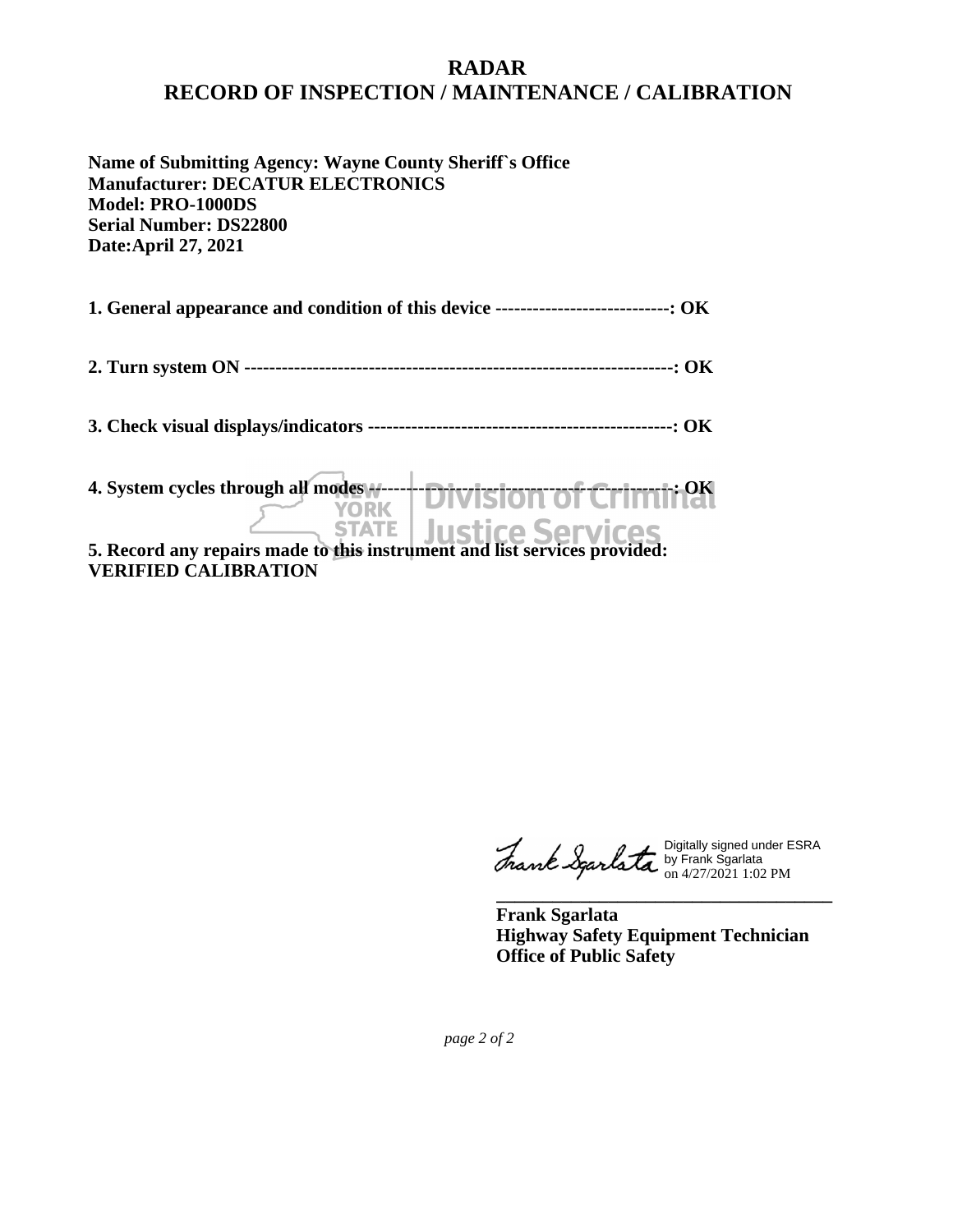# RADAR
# RECORD OF INSPECTION / MAINTENANCE / CALIBRATION

**Name of Submitting Agency: Wayne County Sheriff`s Office**
**Manufacturer: DECATUR ELECTRONICS**
**Model: PRO-1000DS**
**Serial Number: DS22800**
**Date:April 27, 2021**

**1. General appearance and condition of this device ----------------------------: OK**

**2. Turn system ON ------------------------------------------------------------------: OK**

**3. Check visual displays/indicators -------------------------------------------------: OK**

**4. System cycles through all modes -----------------------------------------------: OK**

**5. Record any repairs made to this instrument and list services provided:**
**VERIFIED CALIBRATION**

Digitally signed under ESRA by Frank Sgarlata on 4/27/2021 1:02 PM

**Frank Sgarlata**
**Highway Safety Equipment Technician**
**Office of Public Safety**